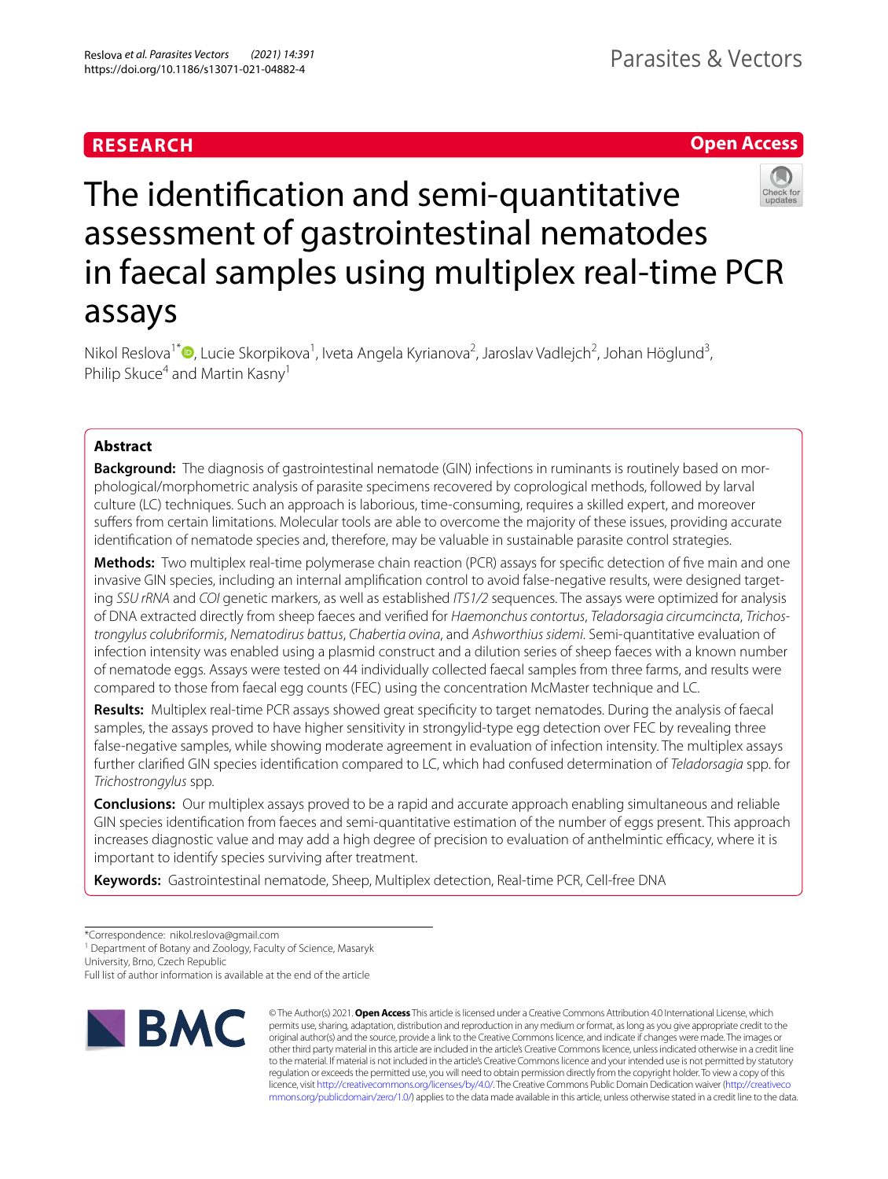RESEARCH

Open Access

# The identification and semi-quantitative assessment of gastrointestinal nematodes in faecal samples using multiplex real-time PCR assays

Nikol Reslova[1*], Lucie Skorpikova[1], Iveta Angela Kyrianova[2], Jaroslav Vadlejch[2], Johan Höglund[3], Philip Skuce[4] and Martin Kasny[1]

## Abstract

**Background:** The diagnosis of gastrointestinal nematode (GIN) infections in ruminants is routinely based on morphological/morphometric analysis of parasite specimens recovered by coprological methods, followed by larval culture (LC) techniques. Such an approach is laborious, time-consuming, requires a skilled expert, and moreover suffers from certain limitations. Molecular tools are able to overcome the majority of these issues, providing accurate identification of nematode species and, therefore, may be valuable in sustainable parasite control strategies.

**Methods:** Two multiplex real-time polymerase chain reaction (PCR) assays for specific detection of five main and one invasive GIN species, including an internal amplification control to avoid false-negative results, were designed targeting *SSU rRNA* and *COI* genetic markers, as well as established *ITS1/2* sequences. The assays were optimized for analysis of DNA extracted directly from sheep faeces and verified for *Haemonchus contortus*, *Teladorsagia circumcincta*, *Trichostrongylus colubriformis*, *Nematodirus battus*, *Chabertia ovina*, and *Ashworthius sidemi*. Semi-quantitative evaluation of infection intensity was enabled using a plasmid construct and a dilution series of sheep faeces with a known number of nematode eggs. Assays were tested on 44 individually collected faecal samples from three farms, and results were compared to those from faecal egg counts (FEC) using the concentration McMaster technique and LC.

**Results:** Multiplex real-time PCR assays showed great specificity to target nematodes. During the analysis of faecal samples, the assays proved to have higher sensitivity in strongylid-type egg detection over FEC by revealing three false-negative samples, while showing moderate agreement in evaluation of infection intensity. The multiplex assays further clarified GIN species identification compared to LC, which had confused determination of *Teladorsagia* spp. for *Trichostrongylus* spp.

**Conclusions:** Our multiplex assays proved to be a rapid and accurate approach enabling simultaneous and reliable GIN species identification from faeces and semi-quantitative estimation of the number of eggs present. This approach increases diagnostic value and may add a high degree of precision to evaluation of anthelmintic efficacy, where it is important to identify species surviving after treatment.

**Keywords:** Gastrointestinal nematode, Sheep, Multiplex detection, Real-time PCR, Cell-free DNA

*Correspondence: nikol.reslova@gmail.com
[1] Department of Botany and Zoology, Faculty of Science, Masaryk University, Brno, Czech Republic
Full list of author information is available at the end of the article

© The Author(s) 2021. **Open Access** This article is licensed under a Creative Commons Attribution 4.0 International License, which permits use, sharing, adaptation, distribution and reproduction in any medium or format, as long as you give appropriate credit to the original author(s) and the source, provide a link to the Creative Commons licence, and indicate if changes were made. The images or other third party material in this article are included in the article's Creative Commons licence, unless indicated otherwise in a credit line to the material. If material is not included in the article's Creative Commons licence and your intended use is not permitted by statutory regulation or exceeds the permitted use, you will need to obtain permission directly from the copyright holder. To view a copy of this licence, visit http://creativecommons.org/licenses/by/4.0/. The Creative Commons Public Domain Dedication waiver (http://creativecommons.org/publicdomain/zero/1.0/) applies to the data made available in this article, unless otherwise stated in a credit line to the data.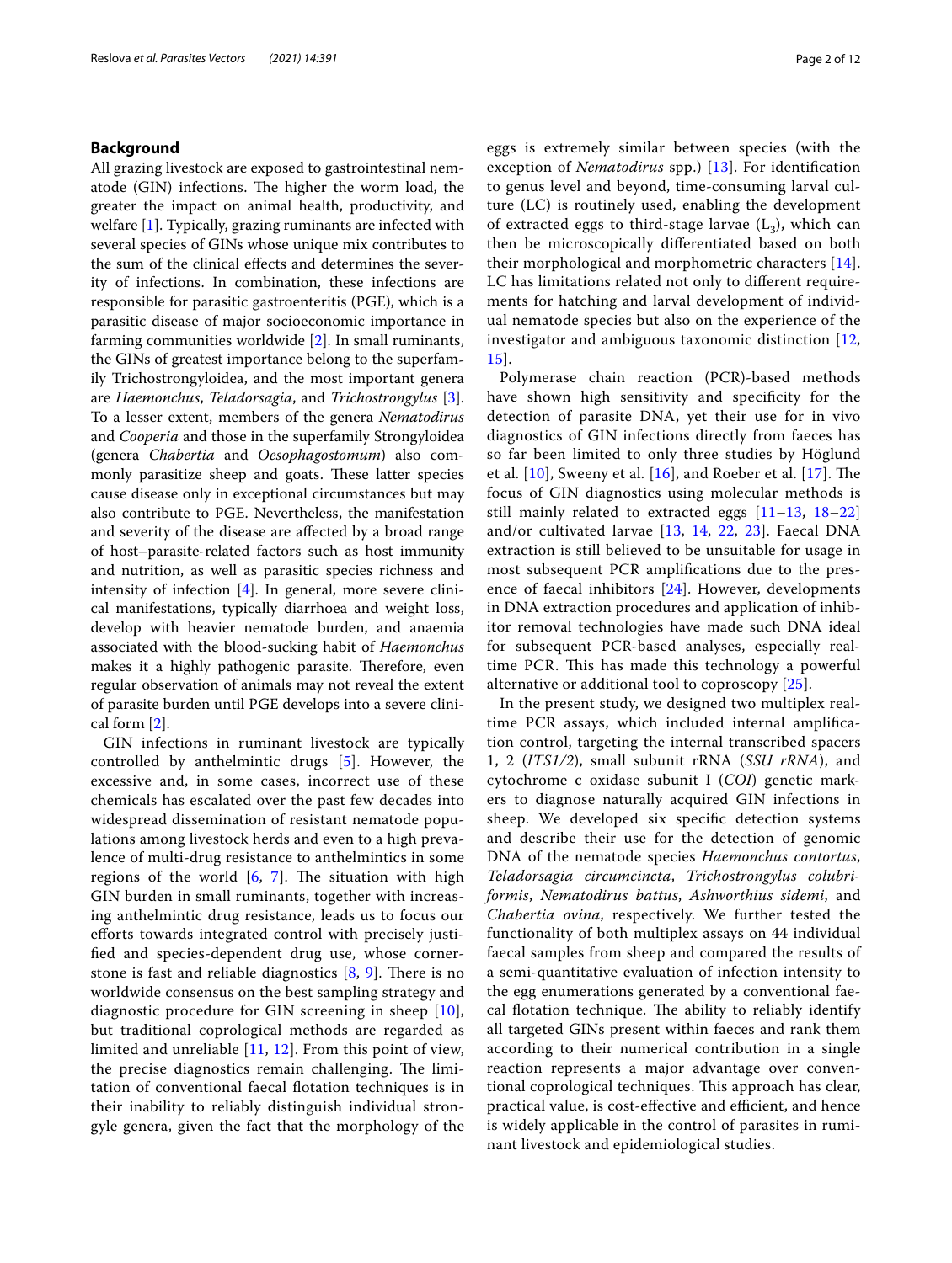## Background

All grazing livestock are exposed to gastrointestinal nematode (GIN) infections. The higher the worm load, the greater the impact on animal health, productivity, and welfare [1]. Typically, grazing ruminants are infected with several species of GINs whose unique mix contributes to the sum of the clinical effects and determines the severity of infections. In combination, these infections are responsible for parasitic gastroenteritis (PGE), which is a parasitic disease of major socioeconomic importance in farming communities worldwide [2]. In small ruminants, the GINs of greatest importance belong to the superfamily Trichostrongyloidea, and the most important genera are *Haemonchus*, *Teladorsagia*, and *Trichostrongylus* [3]. To a lesser extent, members of the genera *Nematodirus* and *Cooperia* and those in the superfamily Strongyloidea (genera *Chabertia* and *Oesophagostomum*) also commonly parasitize sheep and goats. These latter species cause disease only in exceptional circumstances but may also contribute to PGE. Nevertheless, the manifestation and severity of the disease are affected by a broad range of host–parasite-related factors such as host immunity and nutrition, as well as parasitic species richness and intensity of infection [4]. In general, more severe clinical manifestations, typically diarrhoea and weight loss, develop with heavier nematode burden, and anaemia associated with the blood-sucking habit of *Haemonchus* makes it a highly pathogenic parasite. Therefore, even regular observation of animals may not reveal the extent of parasite burden until PGE develops into a severe clinical form [2].

GIN infections in ruminant livestock are typically controlled by anthelmintic drugs [5]. However, the excessive and, in some cases, incorrect use of these chemicals has escalated over the past few decades into widespread dissemination of resistant nematode populations among livestock herds and even to a high prevalence of multi-drug resistance to anthelmintics in some regions of the world [6, 7]. The situation with high GIN burden in small ruminants, together with increasing anthelmintic drug resistance, leads us to focus our efforts towards integrated control with precisely justified and species-dependent drug use, whose cornerstone is fast and reliable diagnostics [8, 9]. There is no worldwide consensus on the best sampling strategy and diagnostic procedure for GIN screening in sheep [10], but traditional coprological methods are regarded as limited and unreliable [11, 12]. From this point of view, the precise diagnostics remain challenging. The limitation of conventional faecal flotation techniques is in their inability to reliably distinguish individual strongyle genera, given the fact that the morphology of the eggs is extremely similar between species (with the exception of *Nematodirus* spp.) [13]. For identification to genus level and beyond, time-consuming larval culture (LC) is routinely used, enabling the development of extracted eggs to third-stage larvae ($L_3$), which can then be microscopically differentiated based on both their morphological and morphometric characters [14]. LC has limitations related not only to different requirements for hatching and larval development of individual nematode species but also on the experience of the investigator and ambiguous taxonomic distinction [12, 15].

Polymerase chain reaction (PCR)-based methods have shown high sensitivity and specificity for the detection of parasite DNA, yet their use for in vivo diagnostics of GIN infections directly from faeces has so far been limited to only three studies by Höglund et al. [10], Sweeny et al. [16], and Roeber et al. [17]. The focus of GIN diagnostics using molecular methods is still mainly related to extracted eggs [11–13, 18–22] and/or cultivated larvae [13, 14, 22, 23]. Faecal DNA extraction is still believed to be unsuitable for usage in most subsequent PCR amplifications due to the presence of faecal inhibitors [24]. However, developments in DNA extraction procedures and application of inhibitor removal technologies have made such DNA ideal for subsequent PCR-based analyses, especially real-time PCR. This has made this technology a powerful alternative or additional tool to coproscopy [25].

In the present study, we designed two multiplex real-time PCR assays, which included internal amplification control, targeting the internal transcribed spacers 1, 2 (*ITS1/2*), small subunit rRNA (*SSU rRNA*), and cytochrome c oxidase subunit I (*COI*) genetic markers to diagnose naturally acquired GIN infections in sheep. We developed six specific detection systems and describe their use for the detection of genomic DNA of the nematode species *Haemonchus contortus*, *Teladorsagia circumcincta*, *Trichostrongylus colubriformis*, *Nematodirus battus*, *Ashworthius sidemi*, and *Chabertia ovina*, respectively. We further tested the functionality of both multiplex assays on 44 individual faecal samples from sheep and compared the results of a semi-quantitative evaluation of infection intensity to the egg enumerations generated by a conventional faecal flotation technique. The ability to reliably identify all targeted GINs present within faeces and rank them according to their numerical contribution in a single reaction represents a major advantage over conventional coprological techniques. This approach has clear, practical value, is cost-effective and efficient, and hence is widely applicable in the control of parasites in ruminant livestock and epidemiological studies.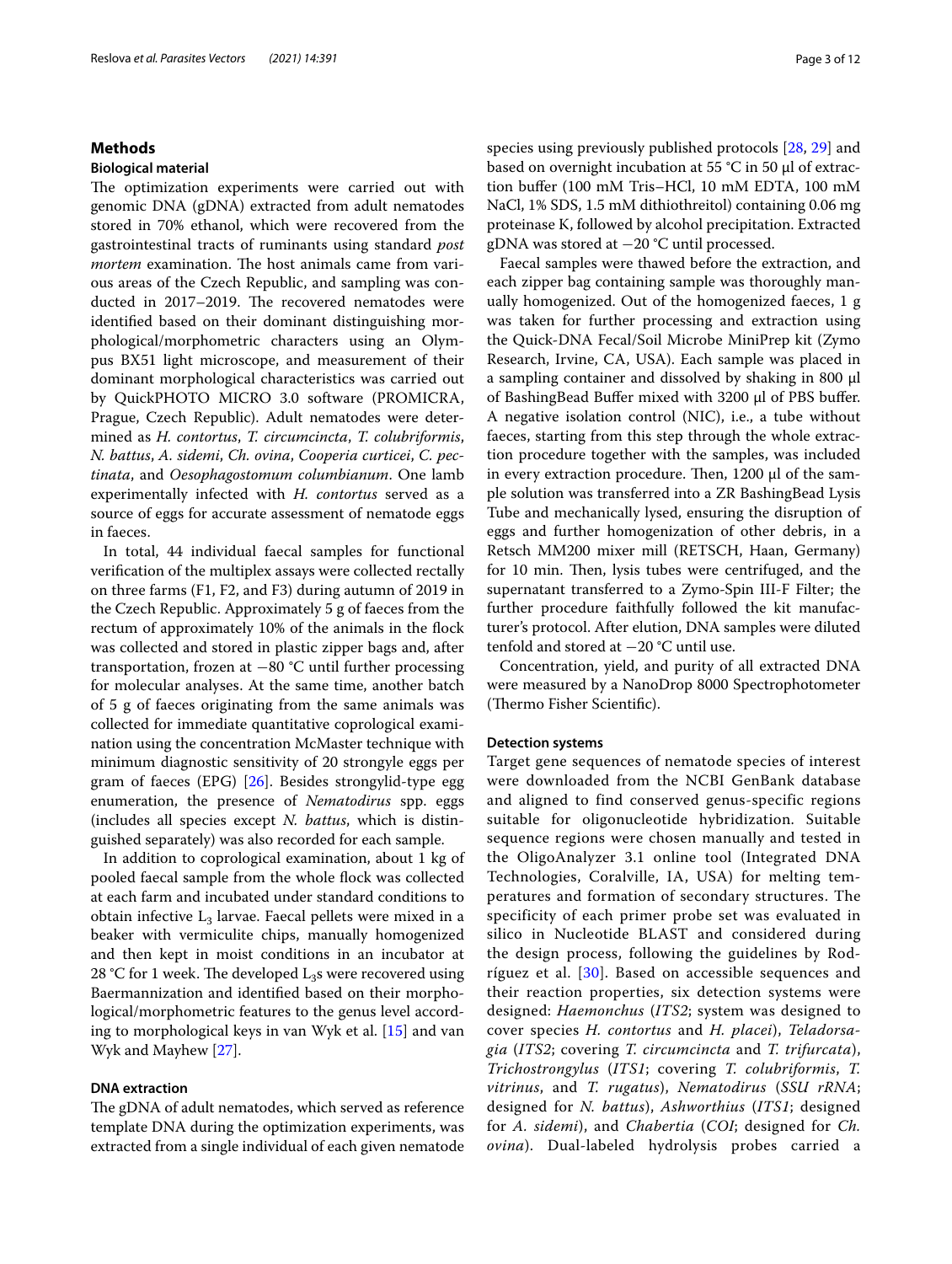## Methods

### Biological material

The optimization experiments were carried out with genomic DNA (gDNA) extracted from adult nematodes stored in 70% ethanol, which were recovered from the gastrointestinal tracts of ruminants using standard *post mortem* examination. The host animals came from various areas of the Czech Republic, and sampling was conducted in 2017–2019. The recovered nematodes were identified based on their dominant distinguishing morphological/morphometric characters using an Olympus BX51 light microscope, and measurement of their dominant morphological characteristics was carried out by QuickPHOTO MICRO 3.0 software (PROMICRA, Prague, Czech Republic). Adult nematodes were determined as *H. contortus*, *T. circumcincta*, *T. colubriformis*, *N. battus*, *A. sidemi*, *Ch. ovina*, *Cooperia curticei*, *C. pectinata*, and *Oesophagostomum columbianum*. One lamb experimentally infected with *H. contortus* served as a source of eggs for accurate assessment of nematode eggs in faeces.

In total, 44 individual faecal samples for functional verification of the multiplex assays were collected rectally on three farms (F1, F2, and F3) during autumn of 2019 in the Czech Republic. Approximately 5 g of faeces from the rectum of approximately 10% of the animals in the flock was collected and stored in plastic zipper bags and, after transportation, frozen at −80 °C until further processing for molecular analyses. At the same time, another batch of 5 g of faeces originating from the same animals was collected for immediate quantitative coprological examination using the concentration McMaster technique with minimum diagnostic sensitivity of 20 strongyle eggs per gram of faeces (EPG) [26]. Besides strongylid-type egg enumeration, the presence of *Nematodirus* spp. eggs (includes all species except *N. battus*, which is distinguished separately) was also recorded for each sample.

In addition to coprological examination, about 1 kg of pooled faecal sample from the whole flock was collected at each farm and incubated under standard conditions to obtain infective $L_3$ larvae. Faecal pellets were mixed in a beaker with vermiculite chips, manually homogenized and then kept in moist conditions in an incubator at 28 °C for 1 week. The developed $L_3$s were recovered using Baermannization and identified based on their morphological/morphometric features to the genus level according to morphological keys in van Wyk et al. [15] and van Wyk and Mayhew [27].

### DNA extraction

The gDNA of adult nematodes, which served as reference template DNA during the optimization experiments, was extracted from a single individual of each given nematode species using previously published protocols [28, 29] and based on overnight incubation at 55 °C in 50 µl of extraction buffer (100 mM Tris–HCl, 10 mM EDTA, 100 mM NaCl, 1% SDS, 1.5 mM dithiothreitol) containing 0.06 mg proteinase K, followed by alcohol precipitation. Extracted gDNA was stored at −20 °C until processed.

Faecal samples were thawed before the extraction, and each zipper bag containing sample was thoroughly manually homogenized. Out of the homogenized faeces, 1 g was taken for further processing and extraction using the Quick-DNA Fecal/Soil Microbe MiniPrep kit (Zymo Research, Irvine, CA, USA). Each sample was placed in a sampling container and dissolved by shaking in 800 µl of BashingBead Buffer mixed with 3200 µl of PBS buffer. A negative isolation control (NIC), i.e., a tube without faeces, starting from this step through the whole extraction procedure together with the samples, was included in every extraction procedure. Then, 1200 µl of the sample solution was transferred into a ZR BashingBead Lysis Tube and mechanically lysed, ensuring the disruption of eggs and further homogenization of other debris, in a Retsch MM200 mixer mill (RETSCH, Haan, Germany) for 10 min. Then, lysis tubes were centrifuged, and the supernatant transferred to a Zymo-Spin III-F Filter; the further procedure faithfully followed the kit manufacturer's protocol. After elution, DNA samples were diluted tenfold and stored at −20 °C until use.

Concentration, yield, and purity of all extracted DNA were measured by a NanoDrop 8000 Spectrophotometer (Thermo Fisher Scientific).

### Detection systems

Target gene sequences of nematode species of interest were downloaded from the NCBI GenBank database and aligned to find conserved genus-specific regions suitable for oligonucleotide hybridization. Suitable sequence regions were chosen manually and tested in the OligoAnalyzer 3.1 online tool (Integrated DNA Technologies, Coralville, IA, USA) for melting temperatures and formation of secondary structures. The specificity of each primer probe set was evaluated in silico in Nucleotide BLAST and considered during the design process, following the guidelines by Rodríguez et al. [30]. Based on accessible sequences and their reaction properties, six detection systems were designed: *Haemonchus* (*ITS2*; system was designed to cover species *H. contortus* and *H. placei*), *Teladorsagia* (*ITS2*; covering *T. circumcincta* and *T. trifurcata*), *Trichostrongylus* (*ITS1*; covering *T. colubriformis*, *T. vitrinus*, and *T. rugatus*), *Nematodirus* (*SSU rRNA*; designed for *N. battus*), *Ashworthius* (*ITS1*; designed for *A. sidemi*), and *Chabertia* (*COI*; designed for *Ch. ovina*). Dual-labeled hydrolysis probes carried a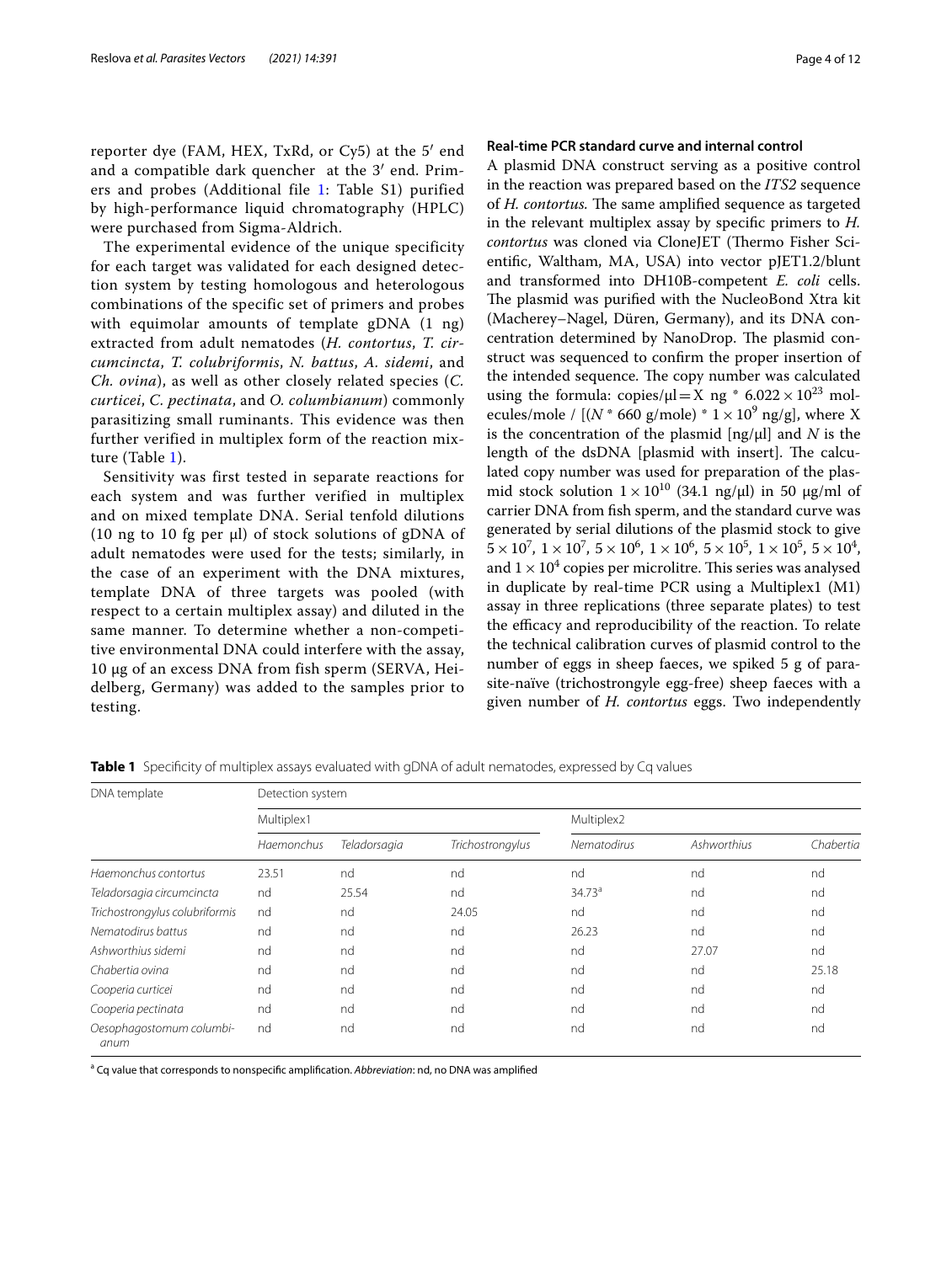reporter dye (FAM, HEX, TxRd, or Cy5) at the 5′ end and a compatible dark quencher at the 3′ end. Primers and probes (Additional file 1: Table S1) purified by high-performance liquid chromatography (HPLC) were purchased from Sigma-Aldrich.

The experimental evidence of the unique specificity for each target was validated for each designed detection system by testing homologous and heterologous combinations of the specific set of primers and probes with equimolar amounts of template gDNA (1 ng) extracted from adult nematodes (*H. contortus*, *T. circumcincta*, *T. colubriformis*, *N. battus*, *A. sidemi*, and *Ch. ovina*), as well as other closely related species (*C. curticei*, *C. pectinata*, and *O. columbianum*) commonly parasitizing small ruminants. This evidence was then further verified in multiplex form of the reaction mixture (Table 1).

Sensitivity was first tested in separate reactions for each system and was further verified in multiplex and on mixed template DNA. Serial tenfold dilutions (10 ng to 10 fg per μl) of stock solutions of gDNA of adult nematodes were used for the tests; similarly, in the case of an experiment with the DNA mixtures, template DNA of three targets was pooled (with respect to a certain multiplex assay) and diluted in the same manner. To determine whether a non-competitive environmental DNA could interfere with the assay, 10 μg of an excess DNA from fish sperm (SERVA, Heidelberg, Germany) was added to the samples prior to testing.

### Real-time PCR standard curve and internal control

A plasmid DNA construct serving as a positive control in the reaction was prepared based on the *ITS2* sequence of *H. contortus*. The same amplified sequence as targeted in the relevant multiplex assay by specific primers to *H. contortus* was cloned via CloneJET (Thermo Fisher Scientific, Waltham, MA, USA) into vector pJET1.2/blunt and transformed into DH10B-competent *E. coli* cells. The plasmid was purified with the NucleoBond Xtra kit (Macherey–Nagel, Düren, Germany), and its DNA concentration determined by NanoDrop. The plasmid construct was sequenced to confirm the proper insertion of the intended sequence. The copy number was calculated using the formula: copies/μl = X ng * $6.022 \times 10^{23}$ molecules/mole / [($N$ * 660 g/mole) * $1 \times 10^{9}$ ng/g], where X is the concentration of the plasmid [ng/μl] and $N$ is the length of the dsDNA [plasmid with insert]. The calculated copy number was used for preparation of the plasmid stock solution $1 \times 10^{10}$ (34.1 ng/μl) in 50 μg/ml of carrier DNA from fish sperm, and the standard curve was generated by serial dilutions of the plasmid stock to give $5 \times 10^{7}$, $1 \times 10^{7}$, $5 \times 10^{6}$, $1 \times 10^{6}$, $5 \times 10^{5}$, $1 \times 10^{5}$, $5 \times 10^{4}$, and $1 \times 10^{4}$ copies per microlitre. This series was analysed in duplicate by real-time PCR using a Multiplex1 (M1) assay in three replications (three separate plates) to test the efficacy and reproducibility of the reaction. To relate the technical calibration curves of plasmid control to the number of eggs in sheep faeces, we spiked 5 g of parasite-naïve (trichostrongyle egg-free) sheep faeces with a given number of *H. contortus* eggs. Two independently

**Table 1** Specificity of multiplex assays evaluated with gDNA of adult nematodes, expressed by Cq values

| DNA template | Detection system | | | | | |
|---|---|---|---|---|---|---|
| | Multiplex1 | | | Multiplex2 | | |
| | *Haemonchus* | *Teladorsagia* | *Trichostrongylus* | *Nematodirus* | *Ashworthius* | *Chabertia* |
| *Haemonchus contortus* | 23.51 | nd | nd | nd | nd | nd |
| *Teladorsagia circumcincta* | nd | 25.54 | nd | 34.73[a] | nd | nd |
| *Trichostrongylus colubriformis* | nd | nd | 24.05 | nd | nd | nd |
| *Nematodirus battus* | nd | nd | nd | 26.23 | nd | nd |
| *Ashworthius sidemi* | nd | nd | nd | nd | 27.07 | nd |
| *Chabertia ovina* | nd | nd | nd | nd | nd | 25.18 |
| *Cooperia curticei* | nd | nd | nd | nd | nd | nd |
| *Cooperia pectinata* | nd | nd | nd | nd | nd | nd |
| *Oesophagostomum columbianum* | nd | nd | nd | nd | nd | nd |

[a] Cq value that corresponds to nonspecific amplification. *Abbreviation*: nd, no DNA was amplified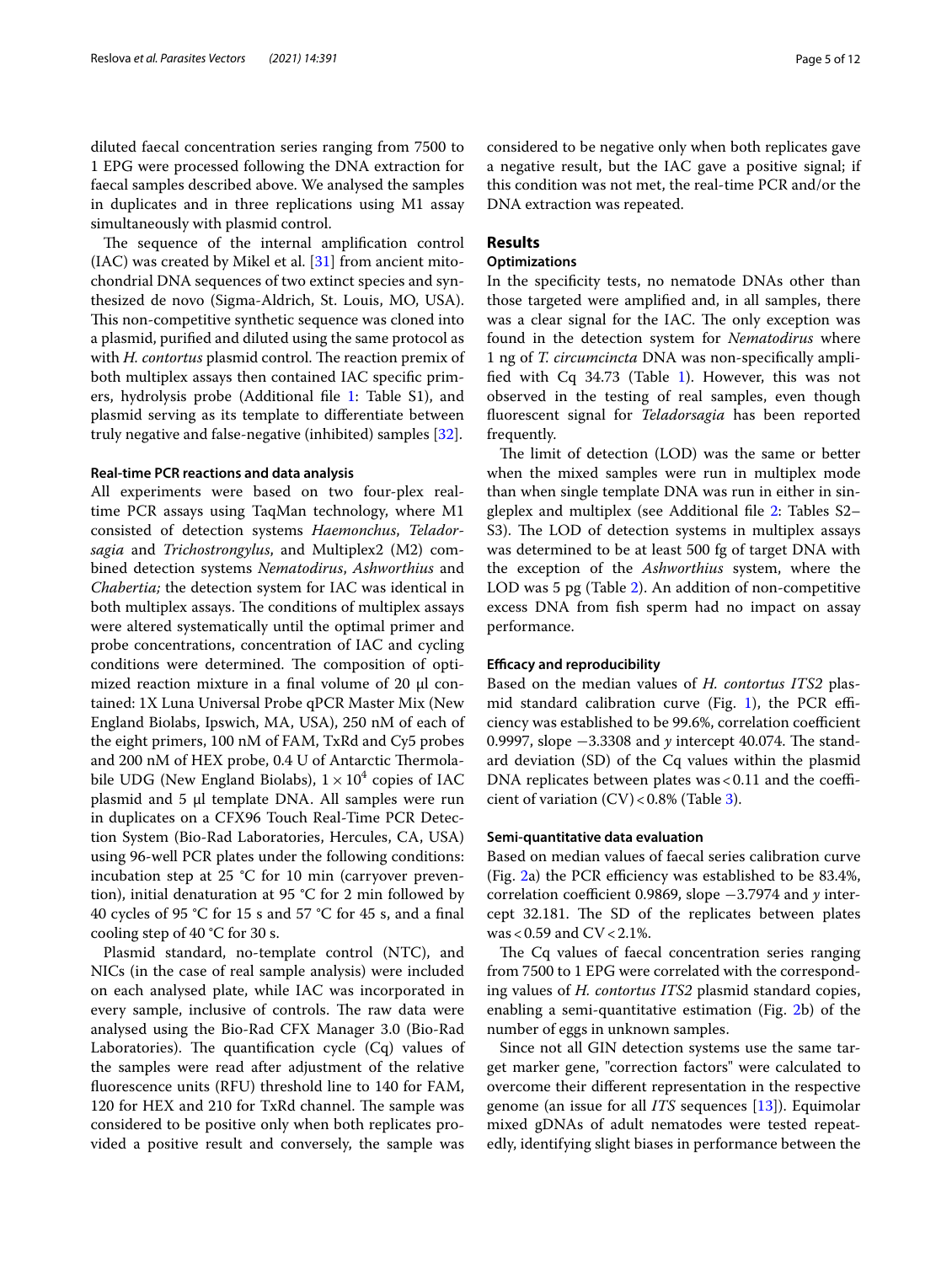diluted faecal concentration series ranging from 7500 to 1 EPG were processed following the DNA extraction for faecal samples described above. We analysed the samples in duplicates and in three replications using M1 assay simultaneously with plasmid control.

The sequence of the internal amplification control (IAC) was created by Mikel et al. [31] from ancient mitochondrial DNA sequences of two extinct species and synthesized de novo (Sigma-Aldrich, St. Louis, MO, USA). This non-competitive synthetic sequence was cloned into a plasmid, purified and diluted using the same protocol as with *H. contortus* plasmid control. The reaction premix of both multiplex assays then contained IAC specific primers, hydrolysis probe (Additional file 1: Table S1), and plasmid serving as its template to differentiate between truly negative and false-negative (inhibited) samples [32].

#### Real-time PCR reactions and data analysis

All experiments were based on two four-plex real-time PCR assays using TaqMan technology, where M1 consisted of detection systems *Haemonchus*, *Teladorsagia* and *Trichostrongylus*, and Multiplex2 (M2) combined detection systems *Nematodirus*, *Ashworthius* and *Chabertia;* the detection system for IAC was identical in both multiplex assays. The conditions of multiplex assays were altered systematically until the optimal primer and probe concentrations, concentration of IAC and cycling conditions were determined. The composition of optimized reaction mixture in a final volume of 20 µl contained: 1X Luna Universal Probe qPCR Master Mix (New England Biolabs, Ipswich, MA, USA), 250 nM of each of the eight primers, 100 nM of FAM, TxRd and Cy5 probes and 200 nM of HEX probe, 0.4 U of Antarctic Thermolabile UDG (New England Biolabs), $1 \times 10^4$ copies of IAC plasmid and 5 µl template DNA. All samples were run in duplicates on a CFX96 Touch Real-Time PCR Detection System (Bio-Rad Laboratories, Hercules, CA, USA) using 96-well PCR plates under the following conditions: incubation step at 25 °C for 10 min (carryover prevention), initial denaturation at 95 °C for 2 min followed by 40 cycles of 95 °C for 15 s and 57 °C for 45 s, and a final cooling step of 40 °C for 30 s.

Plasmid standard, no-template control (NTC), and NICs (in the case of real sample analysis) were included on each analysed plate, while IAC was incorporated in every sample, inclusive of controls. The raw data were analysed using the Bio-Rad CFX Manager 3.0 (Bio-Rad Laboratories). The quantification cycle (Cq) values of the samples were read after adjustment of the relative fluorescence units (RFU) threshold line to 140 for FAM, 120 for HEX and 210 for TxRd channel. The sample was considered to be positive only when both replicates provided a positive result and conversely, the sample was considered to be negative only when both replicates gave a negative result, but the IAC gave a positive signal; if this condition was not met, the real-time PCR and/or the DNA extraction was repeated.

## Results

### Optimizations

In the specificity tests, no nematode DNAs other than those targeted were amplified and, in all samples, there was a clear signal for the IAC. The only exception was found in the detection system for *Nematodirus* where 1 ng of *T. circumcincta* DNA was non-specifically amplified with Cq 34.73 (Table 1). However, this was not observed in the testing of real samples, even though fluorescent signal for *Teladorsagia* has been reported frequently.

The limit of detection (LOD) was the same or better when the mixed samples were run in multiplex mode than when single template DNA was run in either in singleplex and multiplex (see Additional file 2: Tables S2–S3). The LOD of detection systems in multiplex assays was determined to be at least 500 fg of target DNA with the exception of the *Ashworthius* system, where the LOD was 5 pg (Table 2). An addition of non-competitive excess DNA from fish sperm had no impact on assay performance.

#### Efficacy and reproducibility

Based on the median values of *H. contortus ITS2* plasmid standard calibration curve (Fig. 1), the PCR efficiency was established to be 99.6%, correlation coefficient 0.9997, slope −3.3308 and *y* intercept 40.074. The standard deviation (SD) of the Cq values within the plasmid DNA replicates between plates was < 0.11 and the coefficient of variation (CV) < 0.8% (Table 3).

#### Semi-quantitative data evaluation

Based on median values of faecal series calibration curve (Fig. 2a) the PCR efficiency was established to be 83.4%, correlation coefficient 0.9869, slope −3.7974 and *y* intercept 32.181. The SD of the replicates between plates was < 0.59 and CV < 2.1%.

The Cq values of faecal concentration series ranging from 7500 to 1 EPG were correlated with the corresponding values of *H. contortus ITS2* plasmid standard copies, enabling a semi-quantitative estimation (Fig. 2b) of the number of eggs in unknown samples.

Since not all GIN detection systems use the same target marker gene, "correction factors" were calculated to overcome their different representation in the respective genome (an issue for all *ITS* sequences [13]). Equimolar mixed gDNAs of adult nematodes were tested repeatedly, identifying slight biases in performance between the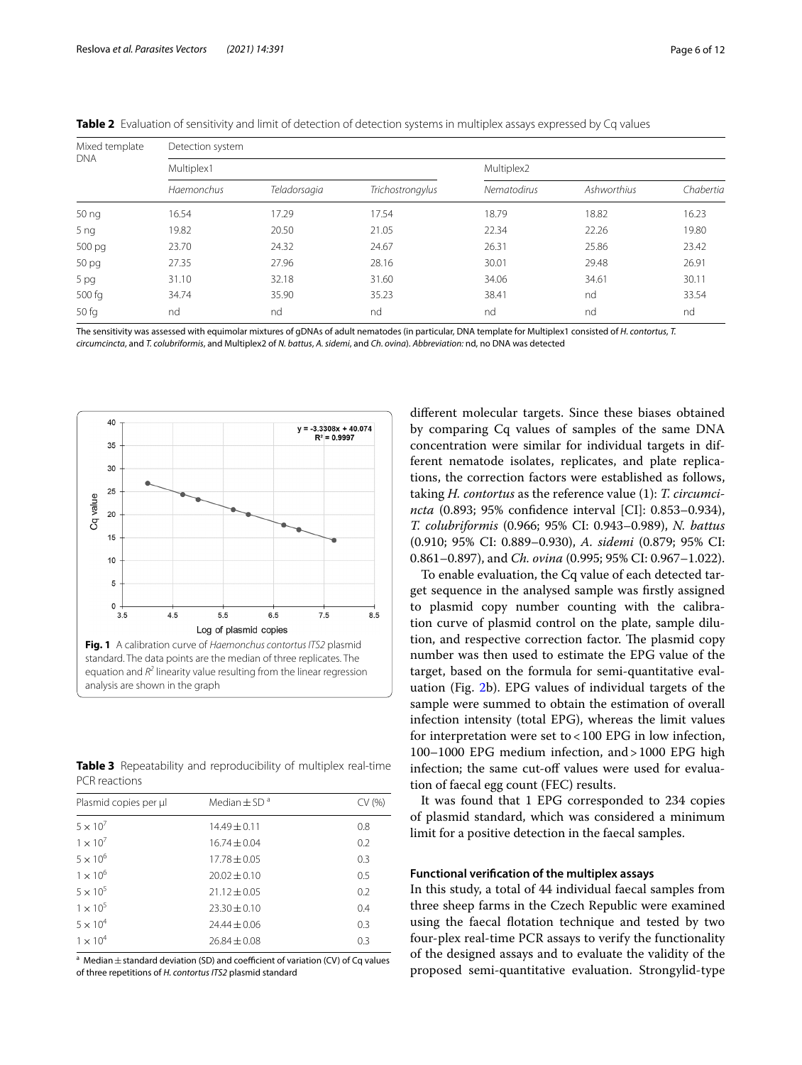**Table 2** Evaluation of sensitivity and limit of detection of detection systems in multiplex assays expressed by Cq values

| Mixed template DNA | Detection system | | | | | |
|---|---|---|---|---|---|---|
| | Multiplex1 | | | Multiplex2 | | |
| | *Haemonchus* | *Teladorsagia* | *Trichostrongylus* | *Nematodirus* | *Ashworthius* | *Chabertia* |
| 50 ng | 16.54 | 17.29 | 17.54 | 18.79 | 18.82 | 16.23 |
| 5 ng | 19.82 | 20.50 | 21.05 | 22.34 | 22.26 | 19.80 |
| 500 pg | 23.70 | 24.32 | 24.67 | 26.31 | 25.86 | 23.42 |
| 50 pg | 27.35 | 27.96 | 28.16 | 30.01 | 29.48 | 26.91 |
| 5 pg | 31.10 | 32.18 | 31.60 | 34.06 | 34.61 | 30.11 |
| 500 fg | 34.74 | 35.90 | 35.23 | 38.41 | nd | 33.54 |
| 50 fg | nd | nd | nd | nd | nd | nd |

The sensitivity was assessed with equimolar mixtures of gDNAs of adult nematodes (in particular, DNA template for Multiplex1 consisted of *H. contortus*, *T. circumcincta*, and *T. colubriformis*, and Multiplex2 of *N. battus*, *A. sidemi*, and *Ch. ovina*). *Abbreviation:* nd, no DNA was detected

**Fig. 1** A calibration curve of *Haemonchus contortus ITS2* plasmid standard. The data points are the median of three replicates. The equation and $R^2$ linearity value resulting from the linear regression analysis are shown in the graph

**Table 3** Repeatability and reproducibility of multiplex real-time PCR reactions

| Plasmid copies per µl | Median ± SD [a] | CV (%) |
|---|---|---|
| $5 \times 10^7$ | 14.49 ± 0.11 | 0.8 |
| $1 \times 10^7$ | 16.74 ± 0.04 | 0.2 |
| $5 \times 10^6$ | 17.78 ± 0.05 | 0.3 |
| $1 \times 10^6$ | 20.02 ± 0.10 | 0.5 |
| $5 \times 10^5$ | 21.12 ± 0.05 | 0.2 |
| $1 \times 10^5$ | 23.30 ± 0.10 | 0.4 |
| $5 \times 10^4$ | 24.44 ± 0.06 | 0.3 |
| $1 \times 10^4$ | 26.84 ± 0.08 | 0.3 |

[a] Median ± standard deviation (SD) and coefficient of variation (CV) of Cq values of three repetitions of *H. contortus ITS2* plasmid standard

different molecular targets. Since these biases obtained by comparing Cq values of samples of the same DNA concentration were similar for individual targets in different nematode isolates, replicates, and plate replications, the correction factors were established as follows, taking *H. contortus* as the reference value (1): *T. circumcincta* (0.893; 95% confidence interval [CI]: 0.853–0.934), *T. colubriformis* (0.966; 95% CI: 0.943–0.989), *N. battus* (0.910; 95% CI: 0.889–0.930), *A. sidemi* (0.879; 95% CI: 0.861–0.897), and *Ch. ovina* (0.995; 95% CI: 0.967–1.022).

To enable evaluation, the Cq value of each detected target sequence in the analysed sample was firstly assigned to plasmid copy number counting with the calibration curve of plasmid control on the plate, sample dilution, and respective correction factor. The plasmid copy number was then used to estimate the EPG value of the target, based on the formula for semi-quantitative evaluation (Fig. 2b). EPG values of individual targets of the sample were summed to obtain the estimation of overall infection intensity (total EPG), whereas the limit values for interpretation were set to < 100 EPG in low infection, 100–1000 EPG medium infection, and > 1000 EPG high infection; the same cut-off values were used for evaluation of faecal egg count (FEC) results.

It was found that 1 EPG corresponded to 234 copies of plasmid standard, which was considered a minimum limit for a positive detection in the faecal samples.

### Functional verification of the multiplex assays

In this study, a total of 44 individual faecal samples from three sheep farms in the Czech Republic were examined using the faecal flotation technique and tested by two four-plex real-time PCR assays to verify the functionality of the designed assays and to evaluate the validity of the proposed semi-quantitative evaluation. Strongylid-type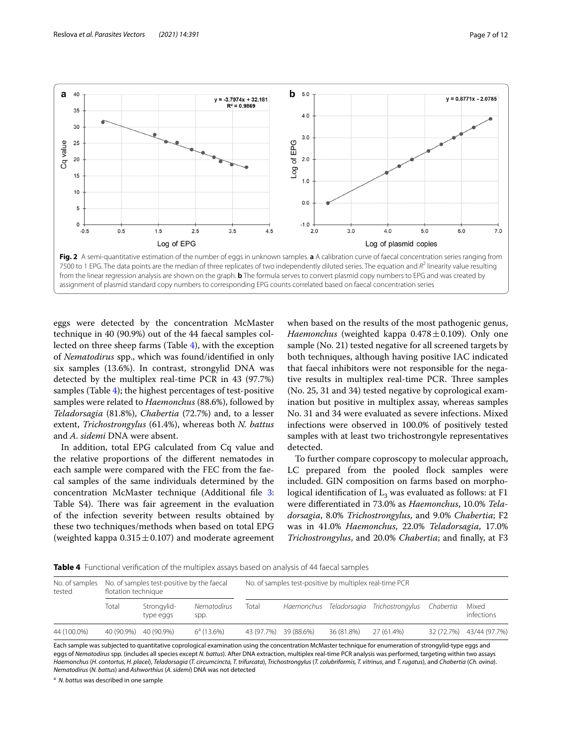Fig. 2 A semi-quantitative estimation of the number of eggs in unknown samples. **a** A calibration curve of faecal concentration series ranging from 7500 to 1 EPG. The data points are the median of three replicates of two independently diluted series. The equation and $R^2$ linearity value resulting from the linear regression analysis are shown on the graph. **b** The formula serves to convert plasmid copy numbers to EPG and was created by assignment of plasmid standard copy numbers to corresponding EPG counts correlated based on faecal concentration series

eggs were detected by the concentration McMaster technique in 40 (90.9%) out of the 44 faecal samples collected on three sheep farms (Table 4), with the exception of *Nematodirus* spp., which was found/identified in only six samples (13.6%). In contrast, strongylid DNA was detected by the multiplex real-time PCR in 43 (97.7%) samples (Table 4); the highest percentages of test-positive samples were related to *Haemonchus* (88.6%), followed by *Teladorsagia* (81.8%), *Chabertia* (72.7%) and, to a lesser extent, *Trichostrongylus* (61.4%), whereas both *N. battus* and *A. sidemi* DNA were absent.

In addition, total EPG calculated from Cq value and the relative proportions of the different nematodes in each sample were compared with the FEC from the faecal samples of the same individuals determined by the concentration McMaster technique (Additional file 3: Table S4). There was fair agreement in the evaluation of the infection severity between results obtained by these two techniques/methods when based on total EPG (weighted kappa $0.315 \pm 0.107$) and moderate agreement when based on the results of the most pathogenic genus, *Haemonchus* (weighted kappa $0.478 \pm 0.109$). Only one sample (No. 21) tested negative for all screened targets by both techniques, although having positive IAC indicated that faecal inhibitors were not responsible for the negative results in multiplex real-time PCR. Three samples (No. 25, 31 and 34) tested negative by coprological examination but positive in multiplex assay, whereas samples No. 31 and 34 were evaluated as severe infections. Mixed infections were observed in 100.0% of positively tested samples with at least two trichostrongyle representatives detected.

To further compare coproscopy to molecular approach, LC prepared from the pooled flock samples were included. GIN composition on farms based on morphological identification of $L_3$ was evaluated as follows: at F1 were differentiated in 73.0% as *Haemonchus*, 10.0% *Teladorsagia*, 8.0% *Trichostrongylus*, and 9.0% *Chabertia*; F2 was in 41.0% *Haemonchus*, 22.0% *Teladorsagia*, 17.0% *Trichostrongylus*, and 20.0% *Chabertia*; and finally, at F3

**Table 4** Functional verification of the multiplex assays based on analysis of 44 faecal samples

| No. of samples tested | No. of samples test-positive by the faecal flotation technique | | | No. of samples test-positive by multiplex real-time PCR | | | | | |
|---|---|---|---|---|---|---|---|---|---|
| | Total | Strongylid-type eggs | *Nematodirus* spp. | Total | *Haemonchus* | *Teladorsagia* | *Trichostrongylus* | *Chabertia* | Mixed infections |
| 44 (100.0%) | 40 (90.9%) | 40 (90.9%) | 6[a] (13.6%) | 43 (97.7%) | 39 (88.6%) | 36 (81.8%) | 27 (61.4%) | 32 (72.7%) | 43/44 (97.7%) |

Each sample was subjected to quantitative coprological examination using the concentration McMaster technique for enumeration of strongylid-type eggs and eggs of *Nematodirus* spp. (includes all species except *N. battus*). After DNA extraction, multiplex real-time PCR analysis was performed, targeting within two assays *Haemonchus* (*H. contortus*, *H. placei*), *Teladorsagia* (*T. circumcincta*, *T. trifurcata*), *Trichostrongylus* (*T. colubriformis*, *T. vitrinus*, and *T. rugatus*), and *Chabertia* (*Ch. ovina*). *Nematodirus* (*N. battus*) and *Ashworthius* (*A. sidemi*) DNA was not detected

[a] *N. battus* was described in one sample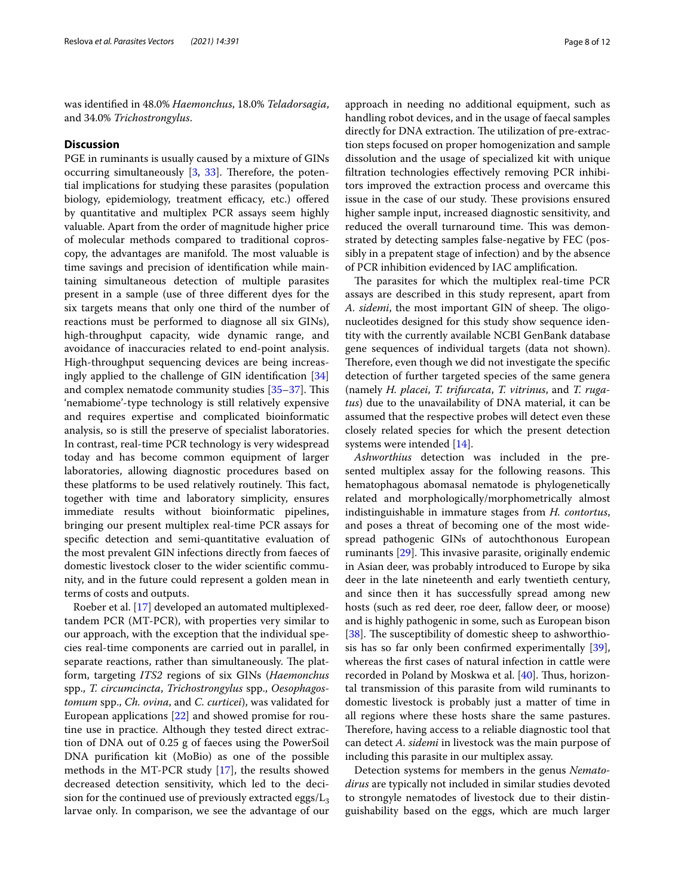was identified in 48.0% *Haemonchus*, 18.0% *Teladorsagia*, and 34.0% *Trichostrongylus*.

## Discussion

PGE in ruminants is usually caused by a mixture of GINs occurring simultaneously [3, 33]. Therefore, the potential implications for studying these parasites (population biology, epidemiology, treatment efficacy, etc.) offered by quantitative and multiplex PCR assays seem highly valuable. Apart from the order of magnitude higher price of molecular methods compared to traditional coproscopy, the advantages are manifold. The most valuable is time savings and precision of identification while maintaining simultaneous detection of multiple parasites present in a sample (use of three different dyes for the six targets means that only one third of the number of reactions must be performed to diagnose all six GINs), high-throughput capacity, wide dynamic range, and avoidance of inaccuracies related to end-point analysis. High-throughput sequencing devices are being increasingly applied to the challenge of GIN identification [34] and complex nematode community studies [35–37]. This 'nemabiome'-type technology is still relatively expensive and requires expertise and complicated bioinformatic analysis, so is still the preserve of specialist laboratories. In contrast, real-time PCR technology is very widespread today and has become common equipment of larger laboratories, allowing diagnostic procedures based on these platforms to be used relatively routinely. This fact, together with time and laboratory simplicity, ensures immediate results without bioinformatic pipelines, bringing our present multiplex real-time PCR assays for specific detection and semi-quantitative evaluation of the most prevalent GIN infections directly from faeces of domestic livestock closer to the wider scientific community, and in the future could represent a golden mean in terms of costs and outputs.

Roeber et al. [17] developed an automated multiplexed-tandem PCR (MT-PCR), with properties very similar to our approach, with the exception that the individual species real-time components are carried out in parallel, in separate reactions, rather than simultaneously. The platform, targeting *ITS2* regions of six GINs (*Haemonchus* spp., *T. circumcincta*, *Trichostrongylus* spp., *Oesophagostomum* spp., *Ch. ovina*, and *C. curticei*), was validated for European applications [22] and showed promise for routine use in practice. Although they tested direct extraction of DNA out of 0.25 g of faeces using the PowerSoil DNA purification kit (MoBio) as one of the possible methods in the MT-PCR study [17], the results showed decreased detection sensitivity, which led to the decision for the continued use of previously extracted eggs/$L_3$ larvae only. In comparison, we see the advantage of our approach in needing no additional equipment, such as handling robot devices, and in the usage of faecal samples directly for DNA extraction. The utilization of pre-extraction steps focused on proper homogenization and sample dissolution and the usage of specialized kit with unique filtration technologies effectively removing PCR inhibitors improved the extraction process and overcame this issue in the case of our study. These provisions ensured higher sample input, increased diagnostic sensitivity, and reduced the overall turnaround time. This was demonstrated by detecting samples false-negative by FEC (possibly in a prepatent stage of infection) and by the absence of PCR inhibition evidenced by IAC amplification.

The parasites for which the multiplex real-time PCR assays are described in this study represent, apart from *A. sidemi*, the most important GIN of sheep. The oligonucleotides designed for this study show sequence identity with the currently available NCBI GenBank database gene sequences of individual targets (data not shown). Therefore, even though we did not investigate the specific detection of further targeted species of the same genera (namely *H. placei*, *T. trifurcata*, *T. vitrinus*, and *T. rugatus*) due to the unavailability of DNA material, it can be assumed that the respective probes will detect even these closely related species for which the present detection systems were intended [14].

*Ashworthius* detection was included in the presented multiplex assay for the following reasons. This hematophagous abomasal nematode is phylogenetically related and morphologically/morphometrically almost indistinguishable in immature stages from *H. contortus*, and poses a threat of becoming one of the most widespread pathogenic GINs of autochthonous European ruminants [29]. This invasive parasite, originally endemic in Asian deer, was probably introduced to Europe by sika deer in the late nineteenth and early twentieth century, and since then it has successfully spread among new hosts (such as red deer, roe deer, fallow deer, or moose) and is highly pathogenic in some, such as European bison [38]. The susceptibility of domestic sheep to ashworthiosis has so far only been confirmed experimentally [39], whereas the first cases of natural infection in cattle were recorded in Poland by Moskwa et al. [40]. Thus, horizontal transmission of this parasite from wild ruminants to domestic livestock is probably just a matter of time in all regions where these hosts share the same pastures. Therefore, having access to a reliable diagnostic tool that can detect *A. sidemi* in livestock was the main purpose of including this parasite in our multiplex assay.

Detection systems for members in the genus *Nematodirus* are typically not included in similar studies devoted to strongyle nematodes of livestock due to their distinguishability based on the eggs, which are much larger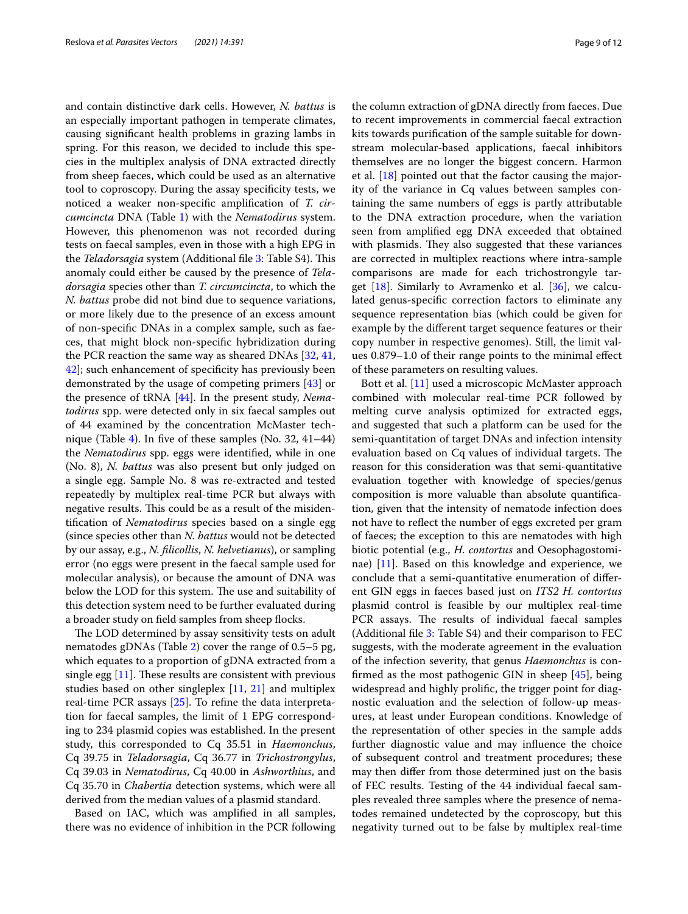and contain distinctive dark cells. However, *N. battus* is an especially important pathogen in temperate climates, causing significant health problems in grazing lambs in spring. For this reason, we decided to include this species in the multiplex analysis of DNA extracted directly from sheep faeces, which could be used as an alternative tool to coproscopy. During the assay specificity tests, we noticed a weaker non-specific amplification of *T. circumcincta* DNA (Table 1) with the *Nematodirus* system. However, this phenomenon was not recorded during tests on faecal samples, even in those with a high EPG in the *Teladorsagia* system (Additional file 3: Table S4). This anomaly could either be caused by the presence of *Teladorsagia* species other than *T. circumcincta*, to which the *N. battus* probe did not bind due to sequence variations, or more likely due to the presence of an excess amount of non-specific DNAs in a complex sample, such as faeces, that might block non-specific hybridization during the PCR reaction the same way as sheared DNAs [32, 41, 42]; such enhancement of specificity has previously been demonstrated by the usage of competing primers [43] or the presence of tRNA [44]. In the present study, *Nematodirus* spp. were detected only in six faecal samples out of 44 examined by the concentration McMaster technique (Table 4). In five of these samples (No. 32, 41–44) the *Nematodirus* spp. eggs were identified, while in one (No. 8), *N. battus* was also present but only judged on a single egg. Sample No. 8 was re-extracted and tested repeatedly by multiplex real-time PCR but always with negative results. This could be as a result of the misidentification of *Nematodirus* species based on a single egg (since species other than *N. battus* would not be detected by our assay, e.g., *N. filicollis*, *N. helvetianus*), or sampling error (no eggs were present in the faecal sample used for molecular analysis), or because the amount of DNA was below the LOD for this system. The use and suitability of this detection system need to be further evaluated during a broader study on field samples from sheep flocks.

The LOD determined by assay sensitivity tests on adult nematodes gDNAs (Table 2) cover the range of 0.5–5 pg, which equates to a proportion of gDNA extracted from a single egg [11]. These results are consistent with previous studies based on other singleplex [11, 21] and multiplex real-time PCR assays [25]. To refine the data interpretation for faecal samples, the limit of 1 EPG corresponding to 234 plasmid copies was established. In the present study, this corresponded to Cq 35.51 in *Haemonchus*, Cq 39.75 in *Teladorsagia*, Cq 36.77 in *Trichostrongylus*, Cq 39.03 in *Nematodirus*, Cq 40.00 in *Ashworthius*, and Cq 35.70 in *Chabertia* detection systems, which were all derived from the median values of a plasmid standard.

Based on IAC, which was amplified in all samples, there was no evidence of inhibition in the PCR following the column extraction of gDNA directly from faeces. Due to recent improvements in commercial faecal extraction kits towards purification of the sample suitable for downstream molecular-based applications, faecal inhibitors themselves are no longer the biggest concern. Harmon et al. [18] pointed out that the factor causing the majority of the variance in Cq values between samples containing the same numbers of eggs is partly attributable to the DNA extraction procedure, when the variation seen from amplified egg DNA exceeded that obtained with plasmids. They also suggested that these variances are corrected in multiplex reactions where intra-sample comparisons are made for each trichostrongyle target [18]. Similarly to Avramenko et al. [36], we calculated genus-specific correction factors to eliminate any sequence representation bias (which could be given for example by the different target sequence features or their copy number in respective genomes). Still, the limit values 0.879–1.0 of their range points to the minimal effect of these parameters on resulting values.

Bott et al. [11] used a microscopic McMaster approach combined with molecular real-time PCR followed by melting curve analysis optimized for extracted eggs, and suggested that such a platform can be used for the semi-quantitation of target DNAs and infection intensity evaluation based on Cq values of individual targets. The reason for this consideration was that semi-quantitative evaluation together with knowledge of species/genus composition is more valuable than absolute quantification, given that the intensity of nematode infection does not have to reflect the number of eggs excreted per gram of faeces; the exception to this are nematodes with high biotic potential (e.g., *H. contortus* and Oesophagostominae) [11]. Based on this knowledge and experience, we conclude that a semi-quantitative enumeration of different GIN eggs in faeces based just on *ITS2 H. contortus* plasmid control is feasible by our multiplex real-time PCR assays. The results of individual faecal samples (Additional file 3: Table S4) and their comparison to FEC suggests, with the moderate agreement in the evaluation of the infection severity, that genus *Haemonchus* is confirmed as the most pathogenic GIN in sheep [45], being widespread and highly prolific, the trigger point for diagnostic evaluation and the selection of follow-up measures, at least under European conditions. Knowledge of the representation of other species in the sample adds further diagnostic value and may influence the choice of subsequent control and treatment procedures; these may then differ from those determined just on the basis of FEC results. Testing of the 44 individual faecal samples revealed three samples where the presence of nematodes remained undetected by the coproscopy, but this negativity turned out to be false by multiplex real-time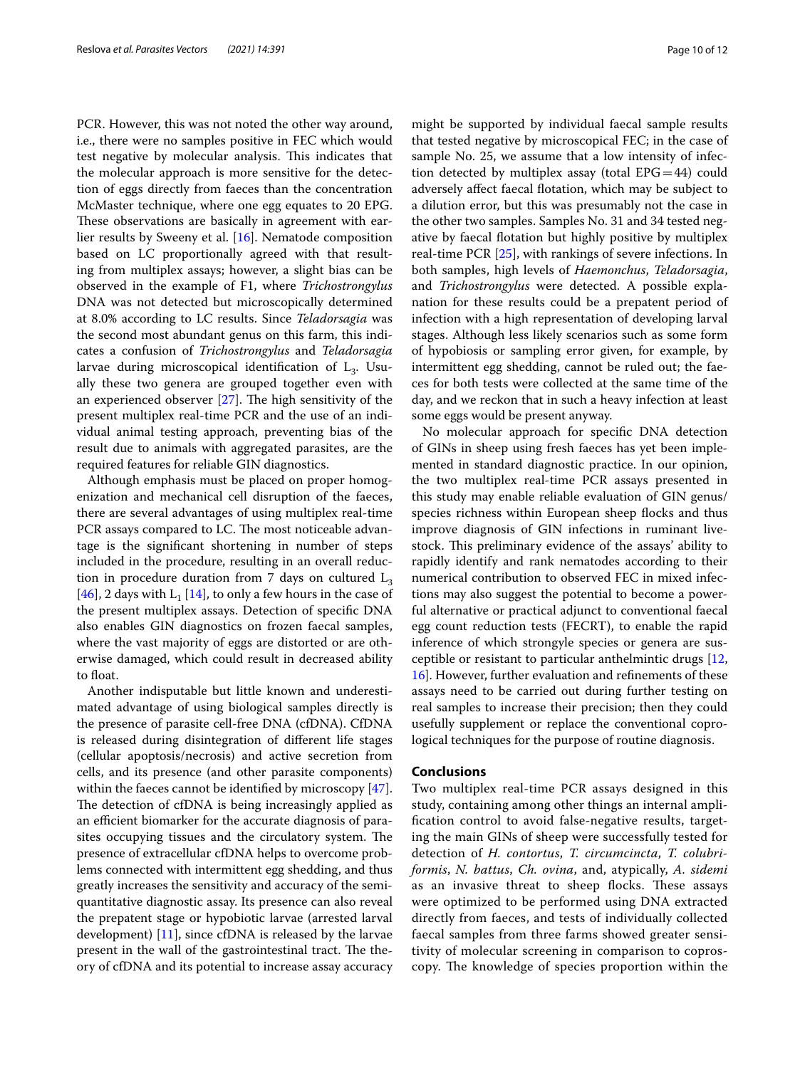PCR. However, this was not noted the other way around, i.e., there were no samples positive in FEC which would test negative by molecular analysis. This indicates that the molecular approach is more sensitive for the detection of eggs directly from faeces than the concentration McMaster technique, where one egg equates to 20 EPG. These observations are basically in agreement with earlier results by Sweeny et al. [16]. Nematode composition based on LC proportionally agreed with that resulting from multiplex assays; however, a slight bias can be observed in the example of F1, where *Trichostrongylus* DNA was not detected but microscopically determined at 8.0% according to LC results. Since *Teladorsagia* was the second most abundant genus on this farm, this indicates a confusion of *Trichostrongylus* and *Teladorsagia* larvae during microscopical identification of $L_3$. Usually these two genera are grouped together even with an experienced observer [27]. The high sensitivity of the present multiplex real-time PCR and the use of an individual animal testing approach, preventing bias of the result due to animals with aggregated parasites, are the required features for reliable GIN diagnostics.

Although emphasis must be placed on proper homogenization and mechanical cell disruption of the faeces, there are several advantages of using multiplex real-time PCR assays compared to LC. The most noticeable advantage is the significant shortening in number of steps included in the procedure, resulting in an overall reduction in procedure duration from 7 days on cultured $L_3$ [46], 2 days with $L_1$ [14], to only a few hours in the case of the present multiplex assays. Detection of specific DNA also enables GIN diagnostics on frozen faecal samples, where the vast majority of eggs are distorted or are otherwise damaged, which could result in decreased ability to float.

Another indisputable but little known and underestimated advantage of using biological samples directly is the presence of parasite cell-free DNA (cfDNA). CfDNA is released during disintegration of different life stages (cellular apoptosis/necrosis) and active secretion from cells, and its presence (and other parasite components) within the faeces cannot be identified by microscopy [47]. The detection of cfDNA is being increasingly applied as an efficient biomarker for the accurate diagnosis of parasites occupying tissues and the circulatory system. The presence of extracellular cfDNA helps to overcome problems connected with intermittent egg shedding, and thus greatly increases the sensitivity and accuracy of the semi-quantitative diagnostic assay. Its presence can also reveal the prepatent stage or hypobiotic larvae (arrested larval development) [11], since cfDNA is released by the larvae present in the wall of the gastrointestinal tract. The theory of cfDNA and its potential to increase assay accuracy might be supported by individual faecal sample results that tested negative by microscopical FEC; in the case of sample No. 25, we assume that a low intensity of infection detected by multiplex assay (total EPG = 44) could adversely affect faecal flotation, which may be subject to a dilution error, but this was presumably not the case in the other two samples. Samples No. 31 and 34 tested negative by faecal flotation but highly positive by multiplex real-time PCR [25], with rankings of severe infections. In both samples, high levels of *Haemonchus*, *Teladorsagia*, and *Trichostrongylus* were detected. A possible explanation for these results could be a prepatent period of infection with a high representation of developing larval stages. Although less likely scenarios such as some form of hypobiosis or sampling error given, for example, by intermittent egg shedding, cannot be ruled out; the faeces for both tests were collected at the same time of the day, and we reckon that in such a heavy infection at least some eggs would be present anyway.

No molecular approach for specific DNA detection of GINs in sheep using fresh faeces has yet been implemented in standard diagnostic practice. In our opinion, the two multiplex real-time PCR assays presented in this study may enable reliable evaluation of GIN genus/species richness within European sheep flocks and thus improve diagnosis of GIN infections in ruminant livestock. This preliminary evidence of the assays' ability to rapidly identify and rank nematodes according to their numerical contribution to observed FEC in mixed infections may also suggest the potential to become a powerful alternative or practical adjunct to conventional faecal egg count reduction tests (FECRT), to enable the rapid inference of which strongyle species or genera are susceptible or resistant to particular anthelmintic drugs [12, 16]. However, further evaluation and refinements of these assays need to be carried out during further testing on real samples to increase their precision; then they could usefully supplement or replace the conventional coprological techniques for the purpose of routine diagnosis.

## Conclusions

Two multiplex real-time PCR assays designed in this study, containing among other things an internal amplification control to avoid false-negative results, targeting the main GINs of sheep were successfully tested for detection of *H. contortus*, *T. circumcincta*, *T. colubriformis*, *N. battus*, *Ch. ovina*, and, atypically, *A. sidemi* as an invasive threat to sheep flocks. These assays were optimized to be performed using DNA extracted directly from faeces, and tests of individually collected faecal samples from three farms showed greater sensitivity of molecular screening in comparison to coproscopy. The knowledge of species proportion within the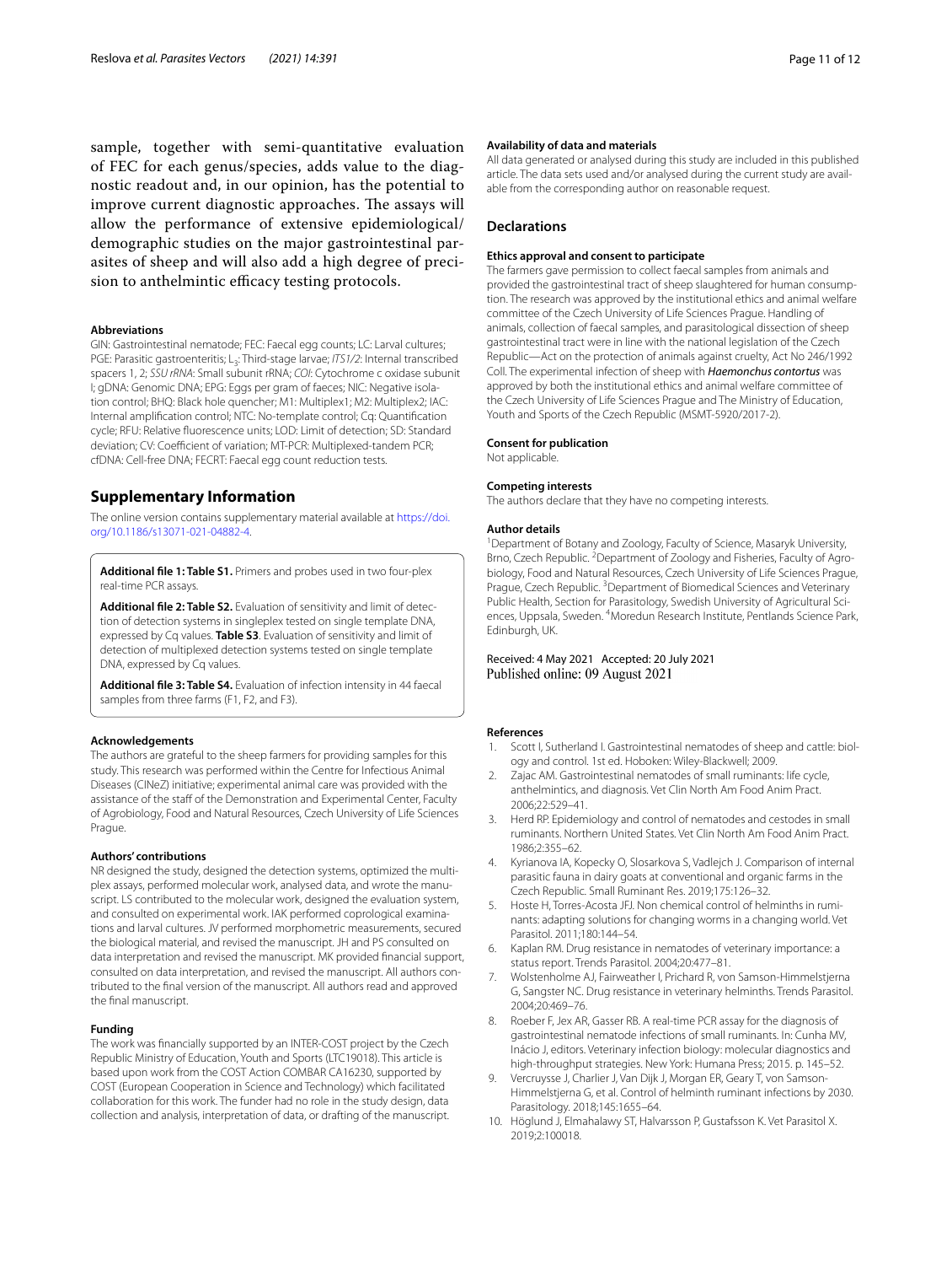sample, together with semi-quantitative evaluation of FEC for each genus/species, adds value to the diagnostic readout and, in our opinion, has the potential to improve current diagnostic approaches. The assays will allow the performance of extensive epidemiological/demographic studies on the major gastrointestinal parasites of sheep and will also add a high degree of precision to anthelmintic efficacy testing protocols.

#### Abbreviations

GIN: Gastrointestinal nematode; FEC: Faecal egg counts; LC: Larval cultures; PGE: Parasitic gastroenteritis; $L_3$: Third-stage larvae; *ITS1/2*: Internal transcribed spacers 1, 2; *SSU rRNA*: Small subunit rRNA; *COI*: Cytochrome c oxidase subunit I; gDNA: Genomic DNA; EPG: Eggs per gram of faeces; NIC: Negative isolation control; BHQ: Black hole quencher; M1: Multiplex1; M2: Multiplex2; IAC: Internal amplification control; NTC: No-template control; Cq: Quantification cycle; RFU: Relative fluorescence units; LOD: Limit of detection; SD: Standard deviation; CV: Coefficient of variation; MT-PCR: Multiplexed-tandem PCR; cfDNA: Cell-free DNA; FECRT: Faecal egg count reduction tests.

## Supplementary Information

The online version contains supplementary material available at https://doi.org/10.1186/s13071-021-04882-4.

**Additional file 1: Table S1.** Primers and probes used in two four-plex real-time PCR assays.

**Additional file 2: Table S2.** Evaluation of sensitivity and limit of detection of detection systems in singleplex tested on single template DNA, expressed by Cq values. **Table S3**. Evaluation of sensitivity and limit of detection of multiplexed detection systems tested on single template DNA, expressed by Cq values.

**Additional file 3: Table S4.** Evaluation of infection intensity in 44 faecal samples from three farms (F1, F2, and F3).

#### Acknowledgements

The authors are grateful to the sheep farmers for providing samples for this study. This research was performed within the Centre for Infectious Animal Diseases (CINeZ) initiative; experimental animal care was provided with the assistance of the staff of the Demonstration and Experimental Center, Faculty of Agrobiology, Food and Natural Resources, Czech University of Life Sciences Prague.

#### Authors' contributions

NR designed the study, designed the detection systems, optimized the multiplex assays, performed molecular work, analysed data, and wrote the manuscript. LS contributed to the molecular work, designed the evaluation system, and consulted on experimental work. IAK performed coprological examinations and larval cultures. JV performed morphometric measurements, secured the biological material, and revised the manuscript. JH and PS consulted on data interpretation and revised the manuscript. MK provided financial support, consulted on data interpretation, and revised the manuscript. All authors contributed to the final version of the manuscript. All authors read and approved the final manuscript.

#### Funding

The work was financially supported by an INTER-COST project by the Czech Republic Ministry of Education, Youth and Sports (LTC19018). This article is based upon work from the COST Action COMBAR CA16230, supported by COST (European Cooperation in Science and Technology) which facilitated collaboration for this work. The funder had no role in the study design, data collection and analysis, interpretation of data, or drafting of the manuscript.

#### Availability of data and materials

All data generated or analysed during this study are included in this published article. The data sets used and/or analysed during the current study are available from the corresponding author on reasonable request.

## Declarations

#### Ethics approval and consent to participate

The farmers gave permission to collect faecal samples from animals and provided the gastrointestinal tract of sheep slaughtered for human consumption. The research was approved by the institutional ethics and animal welfare committee of the Czech University of Life Sciences Prague. Handling of animals, collection of faecal samples, and parasitological dissection of sheep gastrointestinal tract were in line with the national legislation of the Czech Republic—Act on the protection of animals against cruelty, Act No 246/1992 Coll. The experimental infection of sheep with ***Haemonchus contortus*** was approved by both the institutional ethics and animal welfare committee of the Czech University of Life Sciences Prague and The Ministry of Education, Youth and Sports of the Czech Republic (MSMT-5920/2017-2).

#### Consent for publication

Not applicable.

#### Competing interests

The authors declare that they have no competing interests.

#### Author details

[1]Department of Botany and Zoology, Faculty of Science, Masaryk University, Brno, Czech Republic. [2]Department of Zoology and Fisheries, Faculty of Agrobiology, Food and Natural Resources, Czech University of Life Sciences Prague, Prague, Czech Republic. [3]Department of Biomedical Sciences and Veterinary Public Health, Section for Parasitology, Swedish University of Agricultural Sciences, Uppsala, Sweden. [4]Moredun Research Institute, Pentlands Science Park, Edinburgh, UK.

Received: 4 May 2021 Accepted: 20 July 2021
Published online: 09 August 2021

#### References

1. Scott I, Sutherland I. Gastrointestinal nematodes of sheep and cattle: biology and control. 1st ed. Hoboken: Wiley-Blackwell; 2009.
2. Zajac AM. Gastrointestinal nematodes of small ruminants: life cycle, anthelmintics, and diagnosis. Vet Clin North Am Food Anim Pract. 2006;22:529–41.
3. Herd RP. Epidemiology and control of nematodes and cestodes in small ruminants. Northern United States. Vet Clin North Am Food Anim Pract. 1986;2:355–62.
4. Kyrianova IA, Kopecky O, Slosarkova S, Vadlejch J. Comparison of internal parasitic fauna in dairy goats at conventional and organic farms in the Czech Republic. Small Ruminant Res. 2019;175:126–32.
5. Hoste H, Torres-Acosta JFJ. Non chemical control of helminths in ruminants: adapting solutions for changing worms in a changing world. Vet Parasitol. 2011;180:144–54.
6. Kaplan RM. Drug resistance in nematodes of veterinary importance: a status report. Trends Parasitol. 2004;20:477–81.
7. Wolstenholme AJ, Fairweather I, Prichard R, von Samson-Himmelstjerna G, Sangster NC. Drug resistance in veterinary helminths. Trends Parasitol. 2004;20:469–76.
8. Roeber F, Jex AR, Gasser RB. A real-time PCR assay for the diagnosis of gastrointestinal nematode infections of small ruminants. In: Cunha MV, Inácio J, editors. Veterinary infection biology: molecular diagnostics and high-throughput strategies. New York: Humana Press; 2015. p. 145–52.
9. Vercruysse J, Charlier J, Van Dijk J, Morgan ER, Geary T, von Samson-Himmelstjerna G, et al. Control of helminth ruminant infections by 2030. Parasitology. 2018;145:1655–64.
10. Höglund J, Elmahalawy ST, Halvarsson P, Gustafsson K. Vet Parasitol X. 2019;2:100018.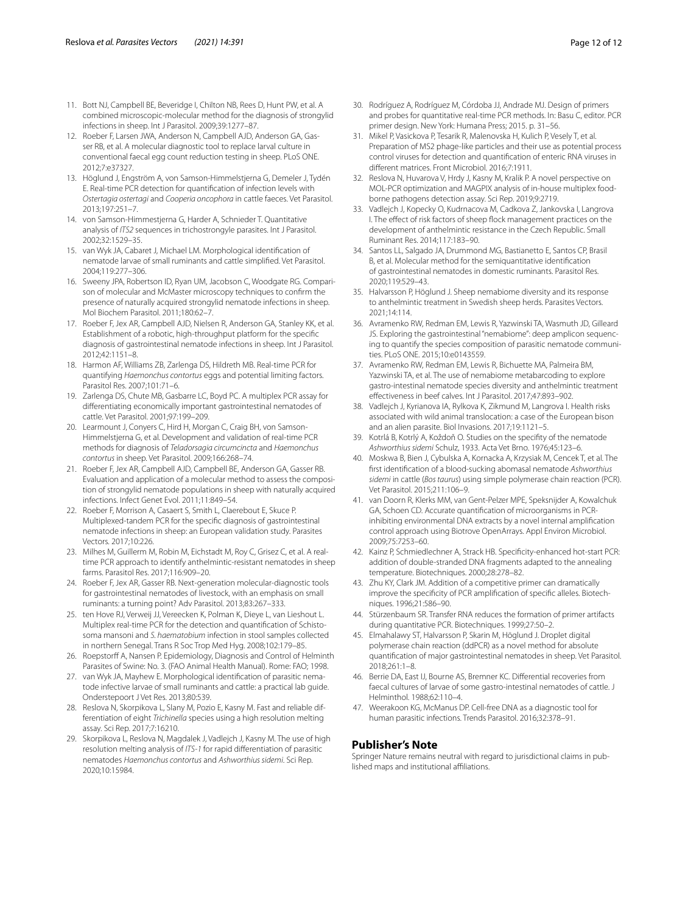11. Bott NJ, Campbell BE, Beveridge I, Chilton NB, Rees D, Hunt PW, et al. A combined microscopic-molecular method for the diagnosis of strongylid infections in sheep. Int J Parasitol. 2009;39:1277–87.
12. Roeber F, Larsen JWA, Anderson N, Campbell AJD, Anderson GA, Gasser RB, et al. A molecular diagnostic tool to replace larval culture in conventional faecal egg count reduction testing in sheep. PLoS ONE. 2012;7:e37327.
13. Höglund J, Engström A, von Samson-Himmelstjerna G, Demeler J, Tydén E. Real-time PCR detection for quantification of infection levels with *Ostertagia ostertagi* and *Cooperia oncophora* in cattle faeces. Vet Parasitol. 2013;197:251–7.
14. von Samson-Himmestjerna G, Harder A, Schnieder T. Quantitative analysis of *ITS2* sequences in trichostrongyle parasites. Int J Parasitol. 2002;32:1529–35.
15. van Wyk JA, Cabaret J, Michael LM. Morphological identification of nematode larvae of small ruminants and cattle simplified. Vet Parasitol. 2004;119:277–306.
16. Sweeny JPA, Robertson ID, Ryan UM, Jacobson C, Woodgate RG. Comparison of molecular and McMaster microscopy techniques to confirm the presence of naturally acquired strongylid nematode infections in sheep. Mol Biochem Parasitol. 2011;180:62–7.
17. Roeber F, Jex AR, Campbell AJD, Nielsen R, Anderson GA, Stanley KK, et al. Establishment of a robotic, high-throughput platform for the specific diagnosis of gastrointestinal nematode infections in sheep. Int J Parasitol. 2012;42:1151–8.
18. Harmon AF, Williams ZB, Zarlenga DS, Hildreth MB. Real-time PCR for quantifying *Haemonchus contortus* eggs and potential limiting factors. Parasitol Res. 2007;101:71–6.
19. Zarlenga DS, Chute MB, Gasbarre LC, Boyd PC. A multiplex PCR assay for differentiating economically important gastrointestinal nematodes of cattle. Vet Parasitol. 2001;97:199–209.
20. Learmount J, Conyers C, Hird H, Morgan C, Craig BH, von Samson-Himmelstjerna G, et al. Development and validation of real-time PCR methods for diagnosis of *Teladorsagia circumcincta* and *Haemonchus contortus* in sheep. Vet Parasitol. 2009;166:268–74.
21. Roeber F, Jex AR, Campbell AJD, Campbell BE, Anderson GA, Gasser RB. Evaluation and application of a molecular method to assess the composition of strongylid nematode populations in sheep with naturally acquired infections. Infect Genet Evol. 2011;11:849–54.
22. Roeber F, Morrison A, Casaert S, Smith L, Claerebout E, Skuce P. Multiplexed-tandem PCR for the specific diagnosis of gastrointestinal nematode infections in sheep: an European validation study. Parasites Vectors. 2017;10:226.
23. Milhes M, Guillerm M, Robin M, Eichstadt M, Roy C, Grisez C, et al. A real-time PCR approach to identify anthelmintic-resistant nematodes in sheep farms. Parasitol Res. 2017;116:909–20.
24. Roeber F, Jex AR, Gasser RB. Next-generation molecular-diagnostic tools for gastrointestinal nematodes of livestock, with an emphasis on small ruminants: a turning point? Adv Parasitol. 2013;83:267–333.
25. ten Hove RJ, Verweij JJ, Vereecken K, Polman K, Dieye L, van Lieshout L. Multiplex real-time PCR for the detection and quantification of Schistosoma mansoni and *S. haematobium* infection in stool samples collected in northern Senegal. Trans R Soc Trop Med Hyg. 2008;102:179–85.
26. Roepstorff A, Nansen P. Epidemiology, Diagnosis and Control of Helminth Parasites of Swine: No. 3. (FAO Animal Health Manual). Rome: FAO; 1998.
27. van Wyk JA, Mayhew E. Morphological identification of parasitic nematode infective larvae of small ruminants and cattle: a practical lab guide. Onderstepoort J Vet Res. 2013;80:539.
28. Reslova N, Skorpikova L, Slany M, Pozio E, Kasny M. Fast and reliable differentiation of eight *Trichinella* species using a high resolution melting assay. Sci Rep. 2017;7:16210.
29. Skorpikova L, Reslova N, Magdalek J, Vadlejch J, Kasny M. The use of high resolution melting analysis of *ITS-1* for rapid differentiation of parasitic nematodes *Haemonchus contortus* and *Ashworthius sidemi*. Sci Rep. 2020;10:15984.
30. Rodríguez A, Rodríguez M, Córdoba JJ, Andrade MJ. Design of primers and probes for quantitative real-time PCR methods. In: Basu C, editor. PCR primer design. New York: Humana Press; 2015. p. 31–56.
31. Mikel P, Vasickova P, Tesarik R, Malenovska H, Kulich P, Vesely T, et al. Preparation of MS2 phage-like particles and their use as potential process control viruses for detection and quantification of enteric RNA viruses in different matrices. Front Microbiol. 2016;7:1911.
32. Reslova N, Huvarova V, Hrdy J, Kasny M, Kralik P. A novel perspective on MOL-PCR optimization and MAGPIX analysis of in-house multiplex foodborne pathogens detection assay. Sci Rep. 2019;9:2719.
33. Vadlejch J, Kopecky O, Kudrnacova M, Cadkova Z, Jankovska I, Langrova I. The effect of risk factors of sheep flock management practices on the development of anthelmintic resistance in the Czech Republic. Small Ruminant Res. 2014;117:183–90.
34. Santos LL, Salgado JA, Drummond MG, Bastianetto E, Santos CP, Brasil B, et al. Molecular method for the semiquantitative identification of gastrointestinal nematodes in domestic ruminants. Parasitol Res. 2020;119:529–43.
35. Halvarsson P, Höglund J. Sheep nemabiome diversity and its response to anthelmintic treatment in Swedish sheep herds. Parasites Vectors. 2021;14:114.
36. Avramenko RW, Redman EM, Lewis R, Yazwinski TA, Wasmuth JD, Gilleard JS. Exploring the gastrointestinal "nemabiome": deep amplicon sequencing to quantify the species composition of parasitic nematode communities. PLoS ONE. 2015;10:e0143559.
37. Avramenko RW, Redman EM, Lewis R, Bichuette MA, Palmeira BM, Yazwinski TA, et al. The use of nemabiome metabarcoding to explore gastro-intestinal nematode species diversity and anthelmintic treatment effectiveness in beef calves. Int J Parasitol. 2017;47:893–902.
38. Vadlejch J, Kyrianova IA, Rylkova K, Zikmund M, Langrova I. Health risks associated with wild animal translocation: a case of the European bison and an alien parasite. Biol Invasions. 2017;19:1121–5.
39. Kotrlá B, Kotrlý A, Koždoň O. Studies on the specifity of the nematode *Ashworthius sidemi* Schulz, 1933. Acta Vet Brno. 1976;45:123–6.
40. Moskwa B, Bien J, Cybulska A, Kornacka A, Krzysiak M, Cencek T, et al. The first identification of a blood-sucking abomasal nematode *Ashworthius sidemi* in cattle (*Bos taurus*) using simple polymerase chain reaction (PCR). Vet Parasitol. 2015;211:106–9.
41. van Doorn R, Klerks MM, van Gent-Pelzer MPE, Speksnijder A, Kowalchuk GA, Schoen CD. Accurate quantification of microorganisms in PCR-inhibiting environmental DNA extracts by a novel internal amplification control approach using Biotrove OpenArrays. Appl Environ Microbiol. 2009;75:7253–60.
42. Kainz P, Schmiedlechner A, Strack HB. Specificity-enhanced hot-start PCR: addition of double-stranded DNA fragments adapted to the annealing temperature. Biotechniques. 2000;28:278–82.
43. Zhu KY, Clark JM. Addition of a competitive primer can dramatically improve the specificity of PCR amplification of specific alleles. Biotechniques. 1996;21:586–90.
44. Stürzenbaum SR. Transfer RNA reduces the formation of primer artifacts during quantitative PCR. Biotechniques. 1999;27:50–2.
45. Elmahalawy ST, Halvarsson P, Skarin M, Höglund J. Droplet digital polymerase chain reaction (ddPCR) as a novel method for absolute quantification of major gastrointestinal nematodes in sheep. Vet Parasitol. 2018;261:1–8.
46. Berrie DA, East IJ, Bourne AS, Bremner KC. Differential recoveries from faecal cultures of larvae of some gastro-intestinal nematodes of cattle. J Helminthol. 1988;62:110–4.
47. Weerakoon KG, McManus DP. Cell-free DNA as a diagnostic tool for human parasitic infections. Trends Parasitol. 2016;32:378–91.

## Publisher's Note

Springer Nature remains neutral with regard to jurisdictional claims in published maps and institutional affiliations.